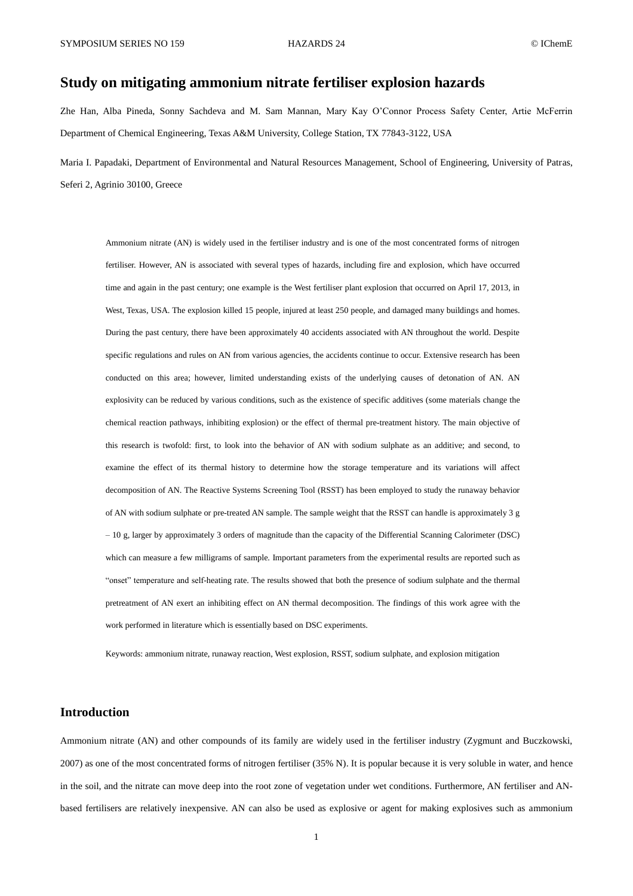# Study on mitigating ammonium nitrate fertiliser explosion hazards

Zhe Han, Alba Pineda, Sonny Sachdeva and M. Sam Mannan, Mary Kay O'Connor Process Safety Center, Artie McFerrin Department of Chemical Engineering, Texas A&M University, College Station, TX 77843-3122, USA

Maria I. Papadaki, Department of Environmental and Natural Resources Management, School of Engineering, University of Patras, Seferi 2, Agrinio 30100, Greece

Ammonium nitrate (AN) is widely used in the fertiliser industry and is one of the most concentrated forms of nitrogen fertiliser. However, AN is associated with several types of hazards, including fire and explosion, which have occurred time and again in the past century; one example is the West fertiliser plant explosion that occurred on April 17, 2013, in West, Texas, USA. The explosion killed 15 people, injured at least 250 people, and damaged many buildings and homes. During the past century, there have been approximately 40 accidents associated with AN throughout the world. Despite specific regulations and rules on AN from various agencies, the accidents continue to occur. Extensive research has been conducted on this area; however, limited understanding exists of the underlying causes of detonation of AN. AN explosivity can be reduced by various conditions, such as the existence of specific additives (some materials change the chemical reaction pathways, inhibiting explosion) or the effect of thermal pre-treatment history. The main objective of this research is twofold: first, to look into the behavior of AN with sodium sulphate as an additive; and second, to examine the effect of its thermal history to determine how the storage temperature and its variations will affect decomposition of AN. The Reactive Systems Screening Tool (RSST) has been employed to study the runaway behavior of AN with sodium sulphate or pre-treated AN sample. The sample weight that the RSST can handle is approximately 3 g – 10 g, larger by approximately 3 orders of magnitude than the capacity of the Differential Scanning Calorimeter (DSC) which can measure a few milligrams of sample. Important parameters from the experimental results are reported such as "onset" temperature and self-heating rate. The results showed that both the presence of sodium sulphate and the thermal pretreatment of AN exert an inhibiting effect on AN thermal decomposition. The findings of this work agree with the work performed in literature which is essentially based on DSC experiments.

Keywords: ammonium nitrate, runaway reaction, West explosion, RSST, sodium sulphate, and explosion mitigation

## Introduction

Ammonium nitrate (AN) and other compounds of its family are widely used in the fertiliser industry (Zygmunt and Buczkowski, 2007) as one of the most concentrated forms of nitrogen fertiliser (35% N). It is popular because it is very soluble in water, and hence in the soil, and the nitrate can move deep into the root zone of vegetation under wet conditions. Furthermore, AN fertiliser and AN-based fertilisers are relatively inexpensive. AN can also be used as explosive or agent for making explosives such as ammonium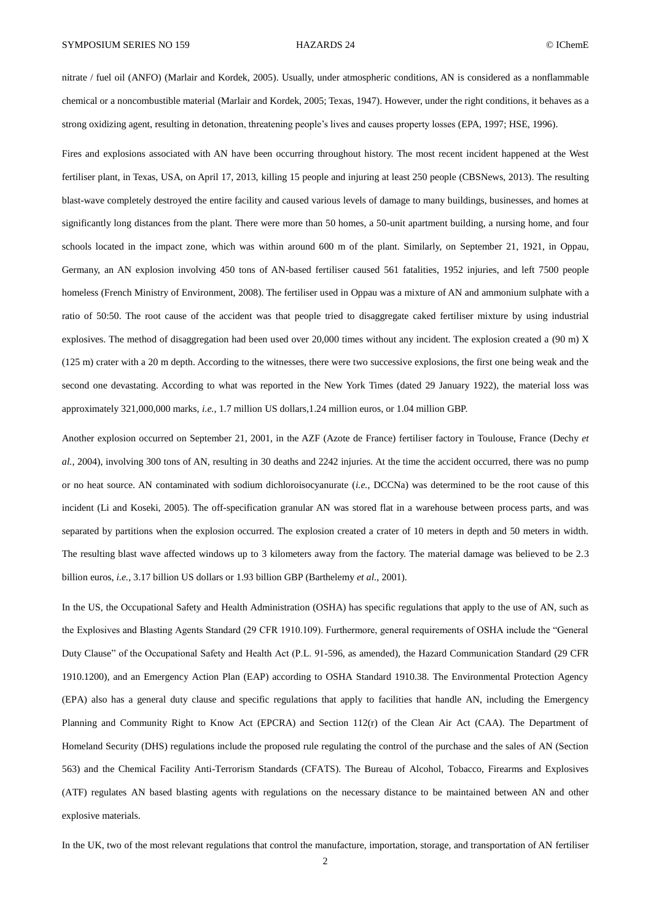nitrate / fuel oil (ANFO) (Marlair and Kordek, 2005). Usually, under atmospheric conditions, AN is considered as a nonflammable chemical or a noncombustible material (Marlair and Kordek, 2005; Texas, 1947). However, under the right conditions, it behaves as a strong oxidizing agent, resulting in detonation, threatening people's lives and causes property losses (EPA, 1997; HSE, 1996).

Fires and explosions associated with AN have been occurring throughout history. The most recent incident happened at the West fertiliser plant, in Texas, USA, on April 17, 2013, killing 15 people and injuring at least 250 people (CBSNews, 2013). The resulting blast-wave completely destroyed the entire facility and caused various levels of damage to many buildings, businesses, and homes at significantly long distances from the plant. There were more than 50 homes, a 50-unit apartment building, a nursing home, and four schools located in the impact zone, which was within around 600 m of the plant. Similarly, on September 21, 1921, in Oppau, Germany, an AN explosion involving 450 tons of AN-based fertiliser caused 561 fatalities, 1952 injuries, and left 7500 people homeless (French Ministry of Environment, 2008). The fertiliser used in Oppau was a mixture of AN and ammonium sulphate with a ratio of 50:50. The root cause of the accident was that people tried to disaggregate caked fertiliser mixture by using industrial explosives. The method of disaggregation had been used over 20,000 times without any incident. The explosion created a (90 m) X (125 m) crater with a 20 m depth. According to the witnesses, there were two successive explosions, the first one being weak and the second one devastating. According to what was reported in the New York Times (dated 29 January 1922), the material loss was approximately 321,000,000 marks, *i.e.*, 1.7 million US dollars,1.24 million euros, or 1.04 million GBP.

Another explosion occurred on September 21, 2001, in the AZF (Azote de France) fertiliser factory in Toulouse, France (Dechy *et al.*, 2004), involving 300 tons of AN, resulting in 30 deaths and 2242 injuries. At the time the accident occurred, there was no pump or no heat source. AN contaminated with sodium dichloroisocyanurate (*i.e.*, DCCNa) was determined to be the root cause of this incident (Li and Koseki, 2005). The off-specification granular AN was stored flat in a warehouse between process parts, and was separated by partitions when the explosion occurred. The explosion created a crater of 10 meters in depth and 50 meters in width. The resulting blast wave affected windows up to 3 kilometers away from the factory. The material damage was believed to be 2.3 billion euros, *i.e.*, 3.17 billion US dollars or 1.93 billion GBP (Barthelemy *et al.*, 2001).

In the US, the Occupational Safety and Health Administration (OSHA) has specific regulations that apply to the use of AN, such as the Explosives and Blasting Agents Standard (29 CFR 1910.109). Furthermore, general requirements of OSHA include the "General Duty Clause" of the Occupational Safety and Health Act (P.L. 91-596, as amended), the Hazard Communication Standard (29 CFR 1910.1200), and an Emergency Action Plan (EAP) according to OSHA Standard 1910.38. The Environmental Protection Agency (EPA) also has a general duty clause and specific regulations that apply to facilities that handle AN, including the Emergency Planning and Community Right to Know Act (EPCRA) and Section 112(r) of the Clean Air Act (CAA). The Department of Homeland Security (DHS) regulations include the proposed rule regulating the control of the purchase and the sales of AN (Section 563) and the Chemical Facility Anti-Terrorism Standards (CFATS). The Bureau of Alcohol, Tobacco, Firearms and Explosives (ATF) regulates AN based blasting agents with regulations on the necessary distance to be maintained between AN and other explosive materials.

In the UK, two of the most relevant regulations that control the manufacture, importation, storage, and transportation of AN fertiliser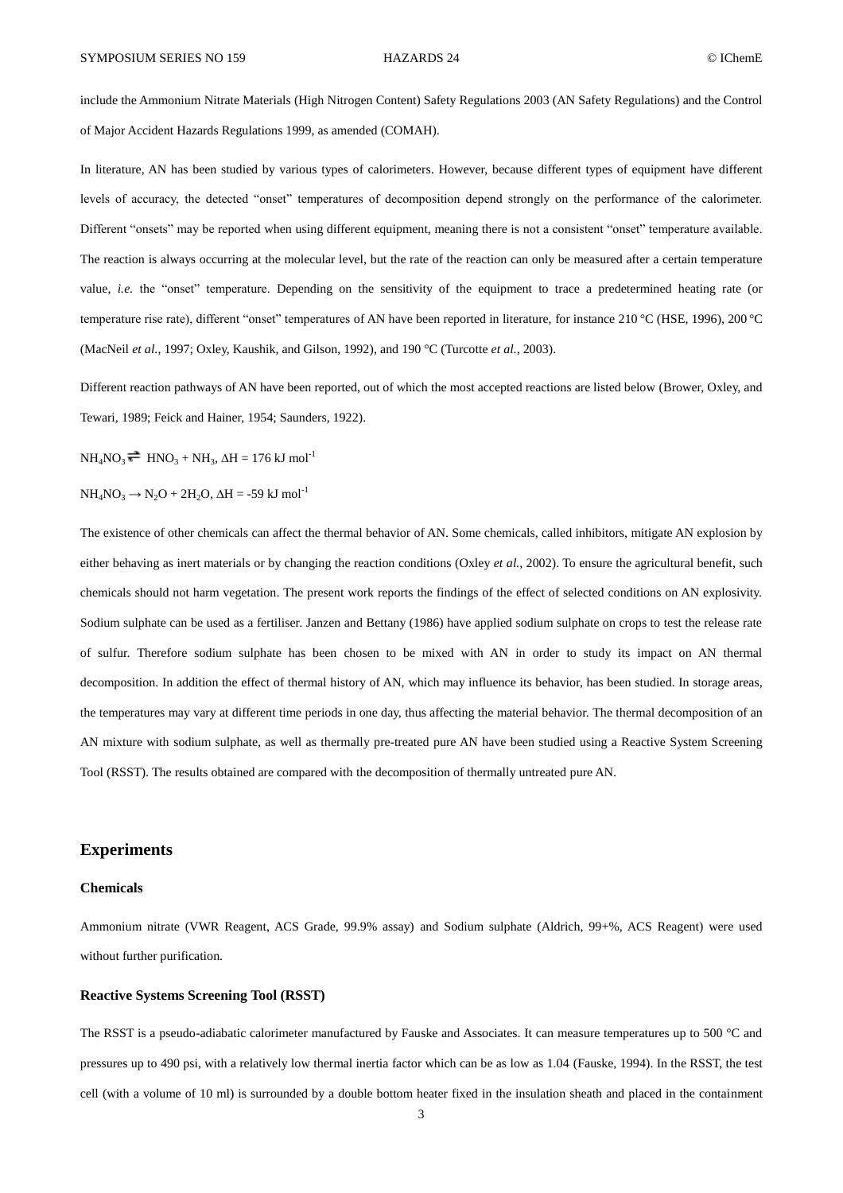include the Ammonium Nitrate Materials (High Nitrogen Content) Safety Regulations 2003 (AN Safety Regulations) and the Control of Major Accident Hazards Regulations 1999, as amended (COMAH).

In literature, AN has been studied by various types of calorimeters. However, because different types of equipment have different levels of accuracy, the detected "onset" temperatures of decomposition depend strongly on the performance of the calorimeter. Different "onsets" may be reported when using different equipment, meaning there is not a consistent "onset" temperature available. The reaction is always occurring at the molecular level, but the rate of the reaction can only be measured after a certain temperature value, *i.e.* the "onset" temperature. Depending on the sensitivity of the equipment to trace a predetermined heating rate (or temperature rise rate), different "onset" temperatures of AN have been reported in literature, for instance 210 °C (HSE, 1996), 200 °C (MacNeil *et al.*, 1997; Oxley, Kaushik, and Gilson, 1992), and 190 °C (Turcotte *et al.*, 2003).

Different reaction pathways of AN have been reported, out of which the most accepted reactions are listed below (Brower, Oxley, and Tewari, 1989; Feick and Hainer, 1954; Saunders, 1922).

$NH_4NO_3 \rightleftharpoons HNO_3 + NH_3$, $\Delta H = 176$ kJ mol$^{-1}$

$NH_4NO_3 \rightarrow N_2O + 2H_2O$, $\Delta H = -59$ kJ mol$^{-1}$

The existence of other chemicals can affect the thermal behavior of AN. Some chemicals, called inhibitors, mitigate AN explosion by either behaving as inert materials or by changing the reaction conditions (Oxley *et al.*, 2002). To ensure the agricultural benefit, such chemicals should not harm vegetation. The present work reports the findings of the effect of selected conditions on AN explosivity. Sodium sulphate can be used as a fertiliser. Janzen and Bettany (1986) have applied sodium sulphate on crops to test the release rate of sulfur. Therefore sodium sulphate has been chosen to be mixed with AN in order to study its impact on AN thermal decomposition. In addition the effect of thermal history of AN, which may influence its behavior, has been studied. In storage areas, the temperatures may vary at different time periods in one day, thus affecting the material behavior. The thermal decomposition of an AN mixture with sodium sulphate, as well as thermally pre-treated pure AN have been studied using a Reactive System Screening Tool (RSST). The results obtained are compared with the decomposition of thermally untreated pure AN.

## Experiments

### Chemicals

Ammonium nitrate (VWR Reagent, ACS Grade, 99.9% assay) and Sodium sulphate (Aldrich, 99+%, ACS Reagent) were used without further purification.

### Reactive Systems Screening Tool (RSST)

The RSST is a pseudo-adiabatic calorimeter manufactured by Fauske and Associates. It can measure temperatures up to 500 °C and pressures up to 490 psi, with a relatively low thermal inertia factor which can be as low as 1.04 (Fauske, 1994). In the RSST, the test cell (with a volume of 10 ml) is surrounded by a double bottom heater fixed in the insulation sheath and placed in the containment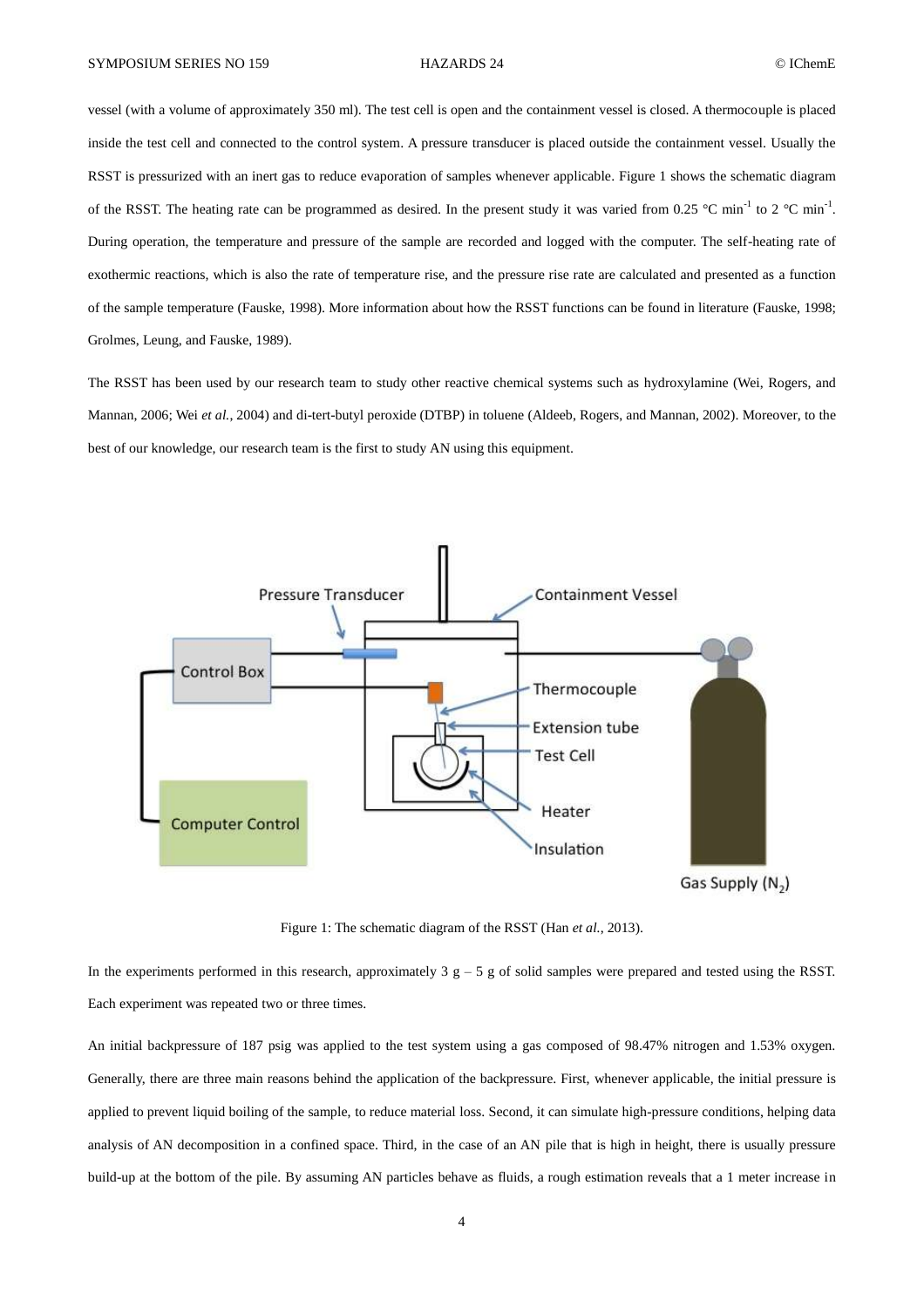vessel (with a volume of approximately 350 ml). The test cell is open and the containment vessel is closed. A thermocouple is placed inside the test cell and connected to the control system. A pressure transducer is placed outside the containment vessel. Usually the RSST is pressurized with an inert gas to reduce evaporation of samples whenever applicable. Figure 1 shows the schematic diagram of the RSST. The heating rate can be programmed as desired. In the present study it was varied from 0.25 °C $min^{-1}$ to 2 °C $min^{-1}$. During operation, the temperature and pressure of the sample are recorded and logged with the computer. The self-heating rate of exothermic reactions, which is also the rate of temperature rise, and the pressure rise rate are calculated and presented as a function of the sample temperature (Fauske, 1998). More information about how the RSST functions can be found in literature (Fauske, 1998; Grolmes, Leung, and Fauske, 1989).

The RSST has been used by our research team to study other reactive chemical systems such as hydroxylamine (Wei, Rogers, and Mannan, 2006; Wei *et al.*, 2004) and di-tert-butyl peroxide (DTBP) in toluene (Aldeeb, Rogers, and Mannan, 2002). Moreover, to the best of our knowledge, our research team is the first to study AN using this equipment.

Figure 1: The schematic diagram of the RSST (Han *et al.*, 2013).

In the experiments performed in this research, approximately 3 g – 5 g of solid samples were prepared and tested using the RSST. Each experiment was repeated two or three times.

An initial backpressure of 187 psig was applied to the test system using a gas composed of 98.47% nitrogen and 1.53% oxygen. Generally, there are three main reasons behind the application of the backpressure. First, whenever applicable, the initial pressure is applied to prevent liquid boiling of the sample, to reduce material loss. Second, it can simulate high-pressure conditions, helping data analysis of AN decomposition in a confined space. Third, in the case of an AN pile that is high in height, there is usually pressure build-up at the bottom of the pile. By assuming AN particles behave as fluids, a rough estimation reveals that a 1 meter increase in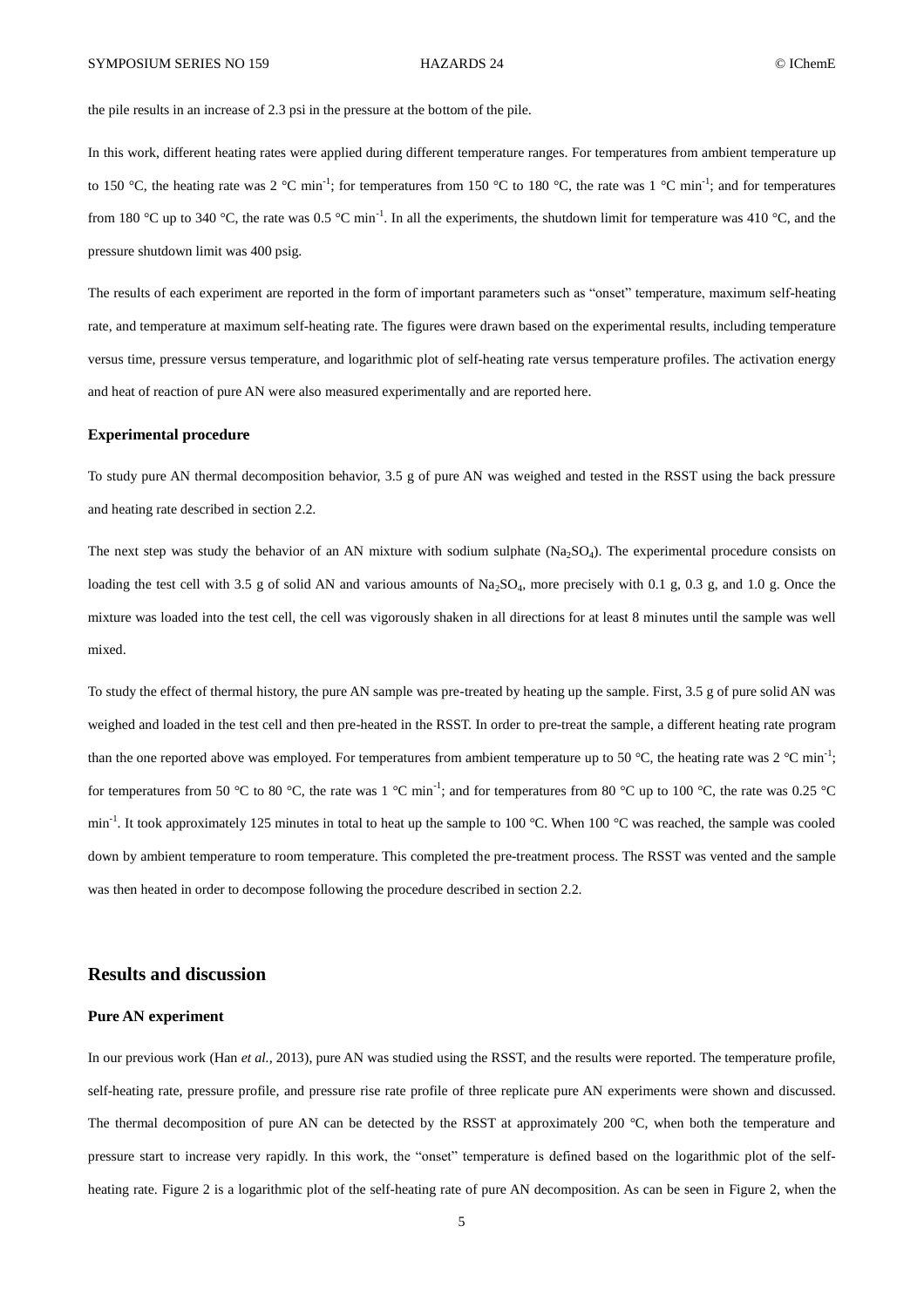the pile results in an increase of 2.3 psi in the pressure at the bottom of the pile.

In this work, different heating rates were applied during different temperature ranges. For temperatures from ambient temperature up to 150 °C, the heating rate was 2 °C min$^{-1}$; for temperatures from 150 °C to 180 °C, the rate was 1 °C min$^{-1}$; and for temperatures from 180 °C up to 340 °C, the rate was 0.5 °C min$^{-1}$. In all the experiments, the shutdown limit for temperature was 410 °C, and the pressure shutdown limit was 400 psig.

The results of each experiment are reported in the form of important parameters such as "onset" temperature, maximum self-heating rate, and temperature at maximum self-heating rate. The figures were drawn based on the experimental results, including temperature versus time, pressure versus temperature, and logarithmic plot of self-heating rate versus temperature profiles. The activation energy and heat of reaction of pure AN were also measured experimentally and are reported here.

### Experimental procedure

To study pure AN thermal decomposition behavior, 3.5 g of pure AN was weighed and tested in the RSST using the back pressure and heating rate described in section 2.2.

The next step was study the behavior of an AN mixture with sodium sulphate ($Na_2SO_4$). The experimental procedure consists on loading the test cell with 3.5 g of solid AN and various amounts of $Na_2SO_4$, more precisely with 0.1 g, 0.3 g, and 1.0 g. Once the mixture was loaded into the test cell, the cell was vigorously shaken in all directions for at least 8 minutes until the sample was well mixed.

To study the effect of thermal history, the pure AN sample was pre-treated by heating up the sample. First, 3.5 g of pure solid AN was weighed and loaded in the test cell and then pre-heated in the RSST. In order to pre-treat the sample, a different heating rate program than the one reported above was employed. For temperatures from ambient temperature up to 50 °C, the heating rate was 2 °C min$^{-1}$; for temperatures from 50 °C to 80 °C, the rate was 1 °C min$^{-1}$; and for temperatures from 80 °C up to 100 °C, the rate was 0.25 °C min$^{-1}$. It took approximately 125 minutes in total to heat up the sample to 100 °C. When 100 °C was reached, the sample was cooled down by ambient temperature to room temperature. This completed the pre-treatment process. The RSST was vented and the sample was then heated in order to decompose following the procedure described in section 2.2.

## Results and discussion

### Pure AN experiment

In our previous work (Han *et al.*, 2013), pure AN was studied using the RSST, and the results were reported. The temperature profile, self-heating rate, pressure profile, and pressure rise rate profile of three replicate pure AN experiments were shown and discussed. The thermal decomposition of pure AN can be detected by the RSST at approximately 200 °C, when both the temperature and pressure start to increase very rapidly. In this work, the "onset" temperature is defined based on the logarithmic plot of the self-heating rate. Figure 2 is a logarithmic plot of the self-heating rate of pure AN decomposition. As can be seen in Figure 2, when the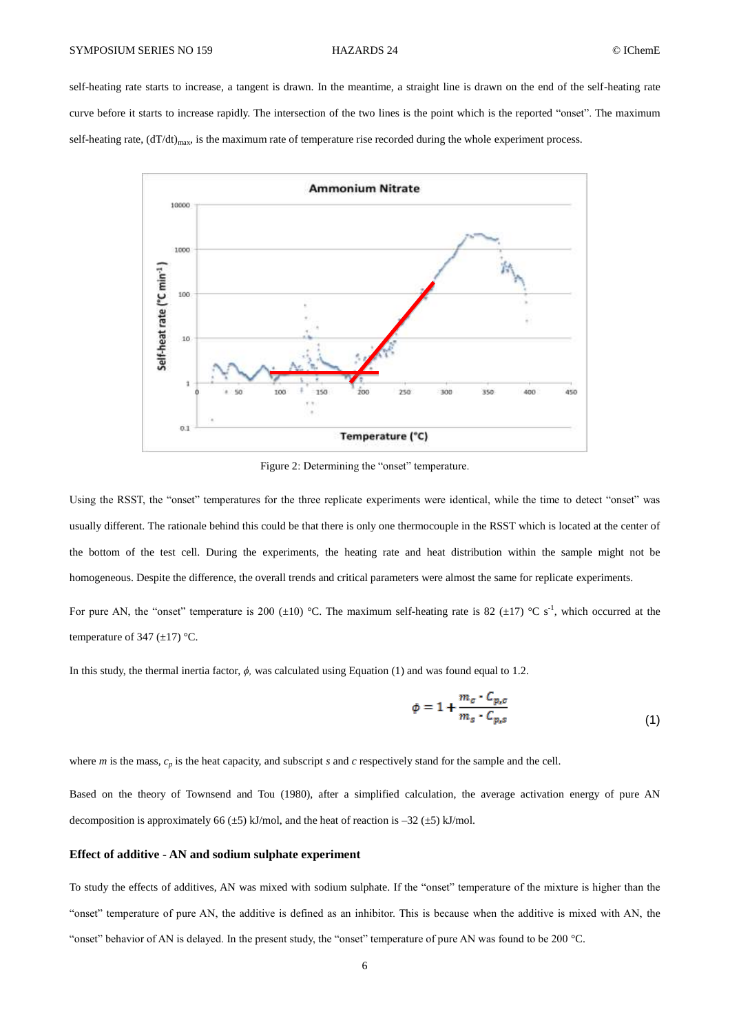self-heating rate starts to increase, a tangent is drawn. In the meantime, a straight line is drawn on the end of the self-heating rate curve before it starts to increase rapidly. The intersection of the two lines is the point which is the reported "onset". The maximum self-heating rate, $(dT/dt)_{max}$, is the maximum rate of temperature rise recorded during the whole experiment process.

Figure 2: Determining the "onset" temperature.

Using the RSST, the "onset" temperatures for the three replicate experiments were identical, while the time to detect "onset" was usually different. The rationale behind this could be that there is only one thermocouple in the RSST which is located at the center of the bottom of the test cell. During the experiments, the heating rate and heat distribution within the sample might not be homogeneous. Despite the difference, the overall trends and critical parameters were almost the same for replicate experiments.

For pure AN, the "onset" temperature is 200 (±10) °C. The maximum self-heating rate is 82 (±17) °C $s^{-1}$, which occurred at the temperature of 347 (±17) °C.

In this study, the thermal inertia factor, $\phi$, was calculated using Equation (1) and was found equal to 1.2.

$$\phi = 1 + \frac{m_c \cdot C_{p,c}}{m_s \cdot C_{p,s}} \tag{1}$$

where $m$ is the mass, $c_p$ is the heat capacity, and subscript $s$ and $c$ respectively stand for the sample and the cell.

Based on the theory of Townsend and Tou (1980), after a simplified calculation, the average activation energy of pure AN decomposition is approximately 66 (±5) kJ/mol, and the heat of reaction is –32 (±5) kJ/mol.

### Effect of additive - AN and sodium sulphate experiment

To study the effects of additives, AN was mixed with sodium sulphate. If the "onset" temperature of the mixture is higher than the "onset" temperature of pure AN, the additive is defined as an inhibitor. This is because when the additive is mixed with AN, the "onset" behavior of AN is delayed. In the present study, the "onset" temperature of pure AN was found to be 200 °C.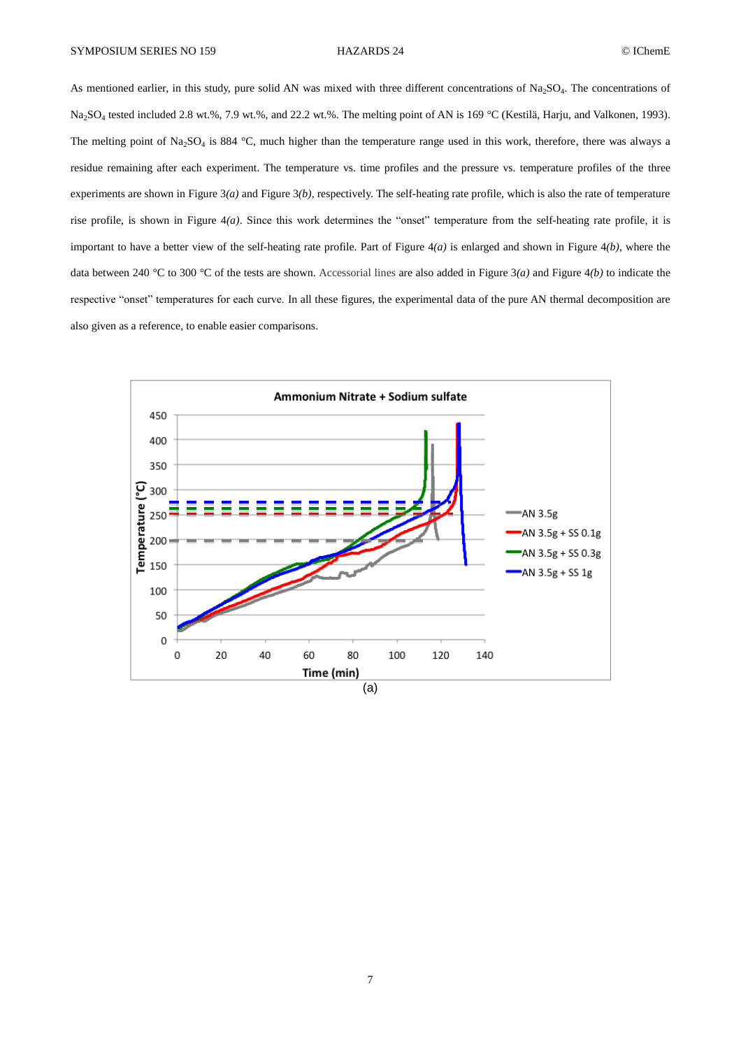As mentioned earlier, in this study, pure solid AN was mixed with three different concentrations of $Na_2SO_4$. The concentrations of $Na_2SO_4$ tested included 2.8 wt.%, 7.9 wt.%, and 22.2 wt.%. The melting point of AN is 169 °C (Kestilä, Harju, and Valkonen, 1993). The melting point of $Na_2SO_4$ is 884 °C, much higher than the temperature range used in this work, therefore, there was always a residue remaining after each experiment. The temperature vs. time profiles and the pressure vs. temperature profiles of the three experiments are shown in Figure 3*(a)* and Figure 3*(b)*, respectively. The self-heating rate profile, which is also the rate of temperature rise profile, is shown in Figure 4*(a)*. Since this work determines the "onset" temperature from the self-heating rate profile, it is important to have a better view of the self-heating rate profile. Part of Figure 4*(a)* is enlarged and shown in Figure 4*(b)*, where the data between 240 °C to 300 °C of the tests are shown. Accessorial lines are also added in Figure 3*(a)* and Figure 4*(b)* to indicate the respective "onset" temperatures for each curve. In all these figures, the experimental data of the pure AN thermal decomposition are also given as a reference, to enable easier comparisons.

(a)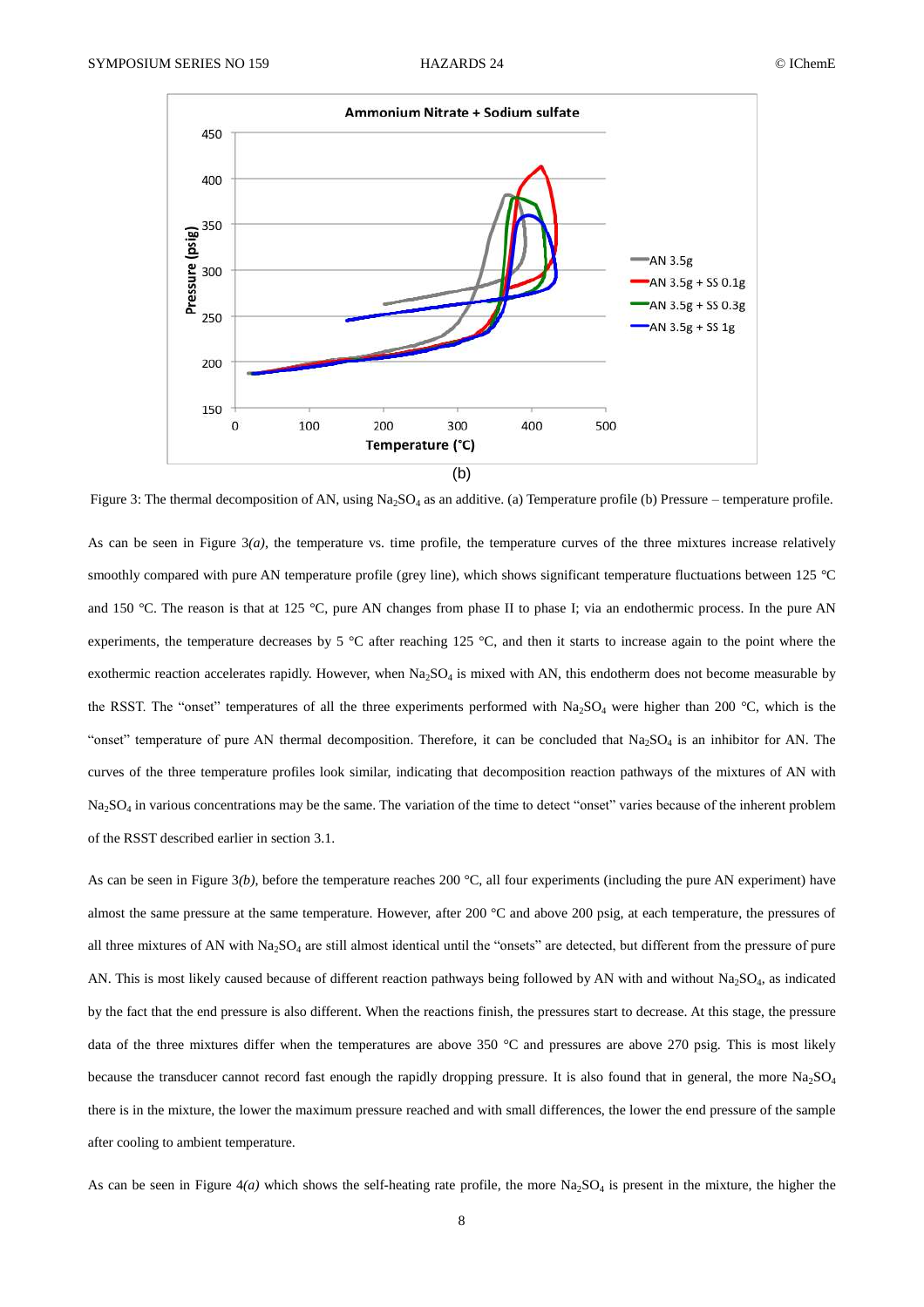(b)

Figure 3: The thermal decomposition of AN, using $Na_2SO_4$ as an additive. (a) Temperature profile (b) Pressure – temperature profile.

As can be seen in Figure 3*(a)*, the temperature vs. time profile, the temperature curves of the three mixtures increase relatively smoothly compared with pure AN temperature profile (grey line), which shows significant temperature fluctuations between 125 °C and 150 °C. The reason is that at 125 °C, pure AN changes from phase II to phase I; via an endothermic process. In the pure AN experiments, the temperature decreases by 5 °C after reaching 125 °C, and then it starts to increase again to the point where the exothermic reaction accelerates rapidly. However, when $Na_2SO_4$ is mixed with AN, this endotherm does not become measurable by the RSST. The "onset" temperatures of all the three experiments performed with $Na_2SO_4$ were higher than 200 °C, which is the "onset" temperature of pure AN thermal decomposition. Therefore, it can be concluded that $Na_2SO_4$ is an inhibitor for AN. The curves of the three temperature profiles look similar, indicating that decomposition reaction pathways of the mixtures of AN with $Na_2SO_4$ in various concentrations may be the same. The variation of the time to detect "onset" varies because of the inherent problem of the RSST described earlier in section 3.1.

As can be seen in Figure 3*(b)*, before the temperature reaches 200 °C, all four experiments (including the pure AN experiment) have almost the same pressure at the same temperature. However, after 200 °C and above 200 psig, at each temperature, the pressures of all three mixtures of AN with $Na_2SO_4$ are still almost identical until the "onsets" are detected, but different from the pressure of pure AN. This is most likely caused because of different reaction pathways being followed by AN with and without $Na_2SO_4$, as indicated by the fact that the end pressure is also different. When the reactions finish, the pressures start to decrease. At this stage, the pressure data of the three mixtures differ when the temperatures are above 350 °C and pressures are above 270 psig. This is most likely because the transducer cannot record fast enough the rapidly dropping pressure. It is also found that in general, the more $Na_2SO_4$ there is in the mixture, the lower the maximum pressure reached and with small differences, the lower the end pressure of the sample after cooling to ambient temperature.

As can be seen in Figure 4*(a)* which shows the self-heating rate profile, the more $Na_2SO_4$ is present in the mixture, the higher the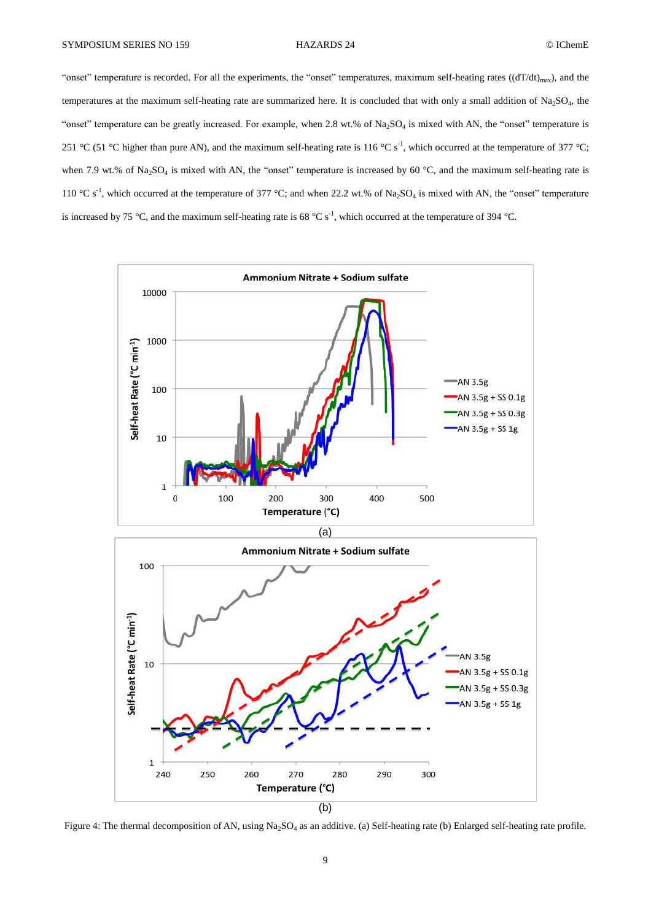"onset" temperature is recorded. For all the experiments, the "onset" temperatures, maximum self-heating rates ($(dT/dt)_{max}$), and the temperatures at the maximum self-heating rate are summarized here. It is concluded that with only a small addition of $Na_2SO_4$, the "onset" temperature can be greatly increased. For example, when 2.8 wt.% of $Na_2SO_4$ is mixed with AN, the "onset" temperature is 251 °C (51 °C higher than pure AN), and the maximum self-heating rate is 116 °C $s^{-1}$, which occurred at the temperature of 377 °C; when 7.9 wt.% of $Na_2SO_4$ is mixed with AN, the "onset" temperature is increased by 60 °C, and the maximum self-heating rate is 110 °C $s^{-1}$, which occurred at the temperature of 377 °C; and when 22.2 wt.% of $Na_2SO_4$ is mixed with AN, the "onset" temperature is increased by 75 °C, and the maximum self-heating rate is 68 °C $s^{-1}$, which occurred at the temperature of 394 °C.

Figure 4: The thermal decomposition of AN, using $Na_2SO_4$ as an additive. (a) Self-heating rate (b) Enlarged self-heating rate profile.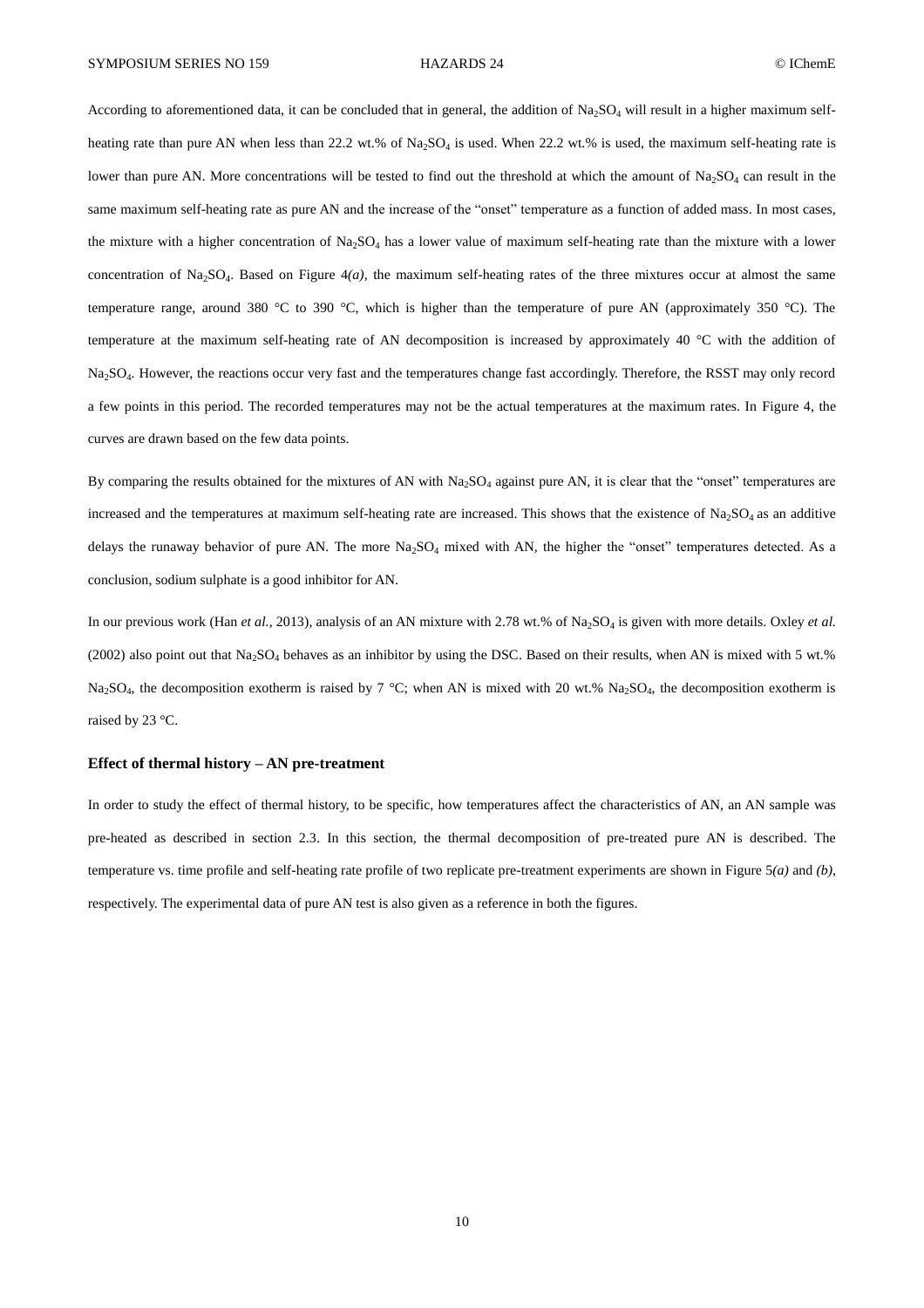According to aforementioned data, it can be concluded that in general, the addition of $Na_2SO_4$ will result in a higher maximum self-heating rate than pure AN when less than 22.2 wt.% of $Na_2SO_4$ is used. When 22.2 wt.% is used, the maximum self-heating rate is lower than pure AN. More concentrations will be tested to find out the threshold at which the amount of $Na_2SO_4$ can result in the same maximum self-heating rate as pure AN and the increase of the "onset" temperature as a function of added mass. In most cases, the mixture with a higher concentration of $Na_2SO_4$ has a lower value of maximum self-heating rate than the mixture with a lower concentration of $Na_2SO_4$. Based on Figure 4*(a)*, the maximum self-heating rates of the three mixtures occur at almost the same temperature range, around 380 °C to 390 °C, which is higher than the temperature of pure AN (approximately 350 °C). The temperature at the maximum self-heating rate of AN decomposition is increased by approximately 40 °C with the addition of $Na_2SO_4$. However, the reactions occur very fast and the temperatures change fast accordingly. Therefore, the RSST may only record a few points in this period. The recorded temperatures may not be the actual temperatures at the maximum rates. In Figure 4, the curves are drawn based on the few data points.

By comparing the results obtained for the mixtures of AN with $Na_2SO_4$ against pure AN, it is clear that the "onset" temperatures are increased and the temperatures at maximum self-heating rate are increased. This shows that the existence of $Na_2SO_4$ as an additive delays the runaway behavior of pure AN. The more $Na_2SO_4$ mixed with AN, the higher the "onset" temperatures detected. As a conclusion, sodium sulphate is a good inhibitor for AN.

In our previous work (Han *et al.*, 2013), analysis of an AN mixture with 2.78 wt.% of $Na_2SO_4$ is given with more details. Oxley *et al.* (2002) also point out that $Na_2SO_4$ behaves as an inhibitor by using the DSC. Based on their results, when AN is mixed with 5 wt.% $Na_2SO_4$, the decomposition exotherm is raised by 7 °C; when AN is mixed with 20 wt.% $Na_2SO_4$, the decomposition exotherm is raised by 23 °C.

### Effect of thermal history – AN pre-treatment

In order to study the effect of thermal history, to be specific, how temperatures affect the characteristics of AN, an AN sample was pre-heated as described in section 2.3. In this section, the thermal decomposition of pre-treated pure AN is described. The temperature vs. time profile and self-heating rate profile of two replicate pre-treatment experiments are shown in Figure 5*(a)* and *(b)*, respectively. The experimental data of pure AN test is also given as a reference in both the figures.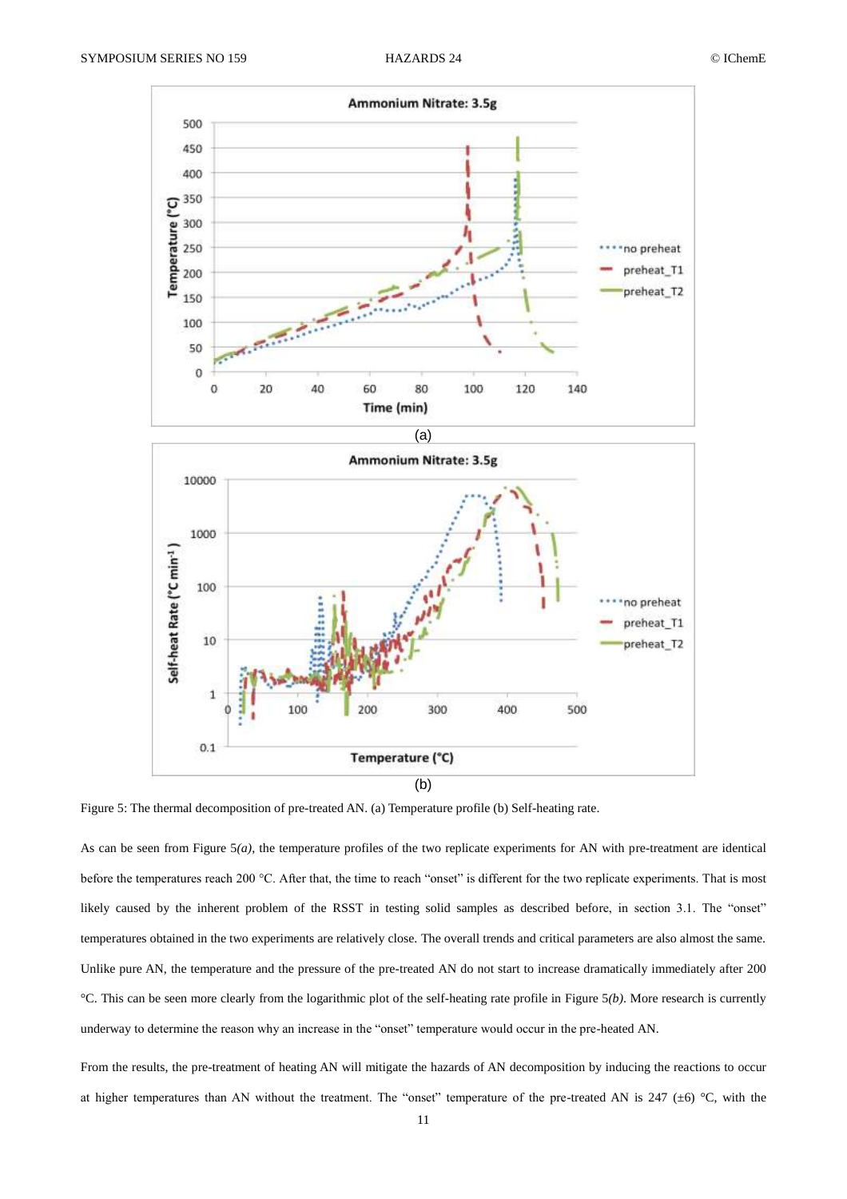Figure 5: The thermal decomposition of pre-treated AN. (a) Temperature profile (b) Self-heating rate.

As can be seen from Figure 5*(a)*, the temperature profiles of the two replicate experiments for AN with pre-treatment are identical before the temperatures reach 200 °C. After that, the time to reach "onset" is different for the two replicate experiments. That is most likely caused by the inherent problem of the RSST in testing solid samples as described before, in section 3.1. The "onset" temperatures obtained in the two experiments are relatively close. The overall trends and critical parameters are also almost the same. Unlike pure AN, the temperature and the pressure of the pre-treated AN do not start to increase dramatically immediately after 200 °C. This can be seen more clearly from the logarithmic plot of the self-heating rate profile in Figure 5*(b)*. More research is currently underway to determine the reason why an increase in the "onset" temperature would occur in the pre-heated AN.

From the results, the pre-treatment of heating AN will mitigate the hazards of AN decomposition by inducing the reactions to occur at higher temperatures than AN without the treatment. The "onset" temperature of the pre-treated AN is 247 (±6) °C, with the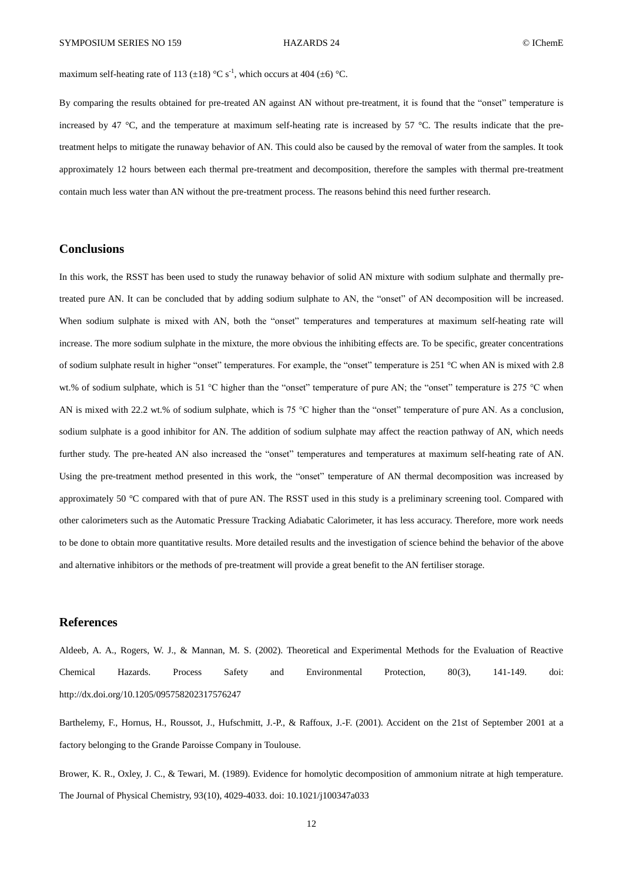maximum self-heating rate of 113 (±18) °C $s^{-1}$, which occurs at 404 (±6) °C.

By comparing the results obtained for pre-treated AN against AN without pre-treatment, it is found that the "onset" temperature is increased by 47 °C, and the temperature at maximum self-heating rate is increased by 57 °C. The results indicate that the pre-treatment helps to mitigate the runaway behavior of AN. This could also be caused by the removal of water from the samples. It took approximately 12 hours between each thermal pre-treatment and decomposition, therefore the samples with thermal pre-treatment contain much less water than AN without the pre-treatment process. The reasons behind this need further research.

## Conclusions

In this work, the RSST has been used to study the runaway behavior of solid AN mixture with sodium sulphate and thermally pre-treated pure AN. It can be concluded that by adding sodium sulphate to AN, the "onset" of AN decomposition will be increased. When sodium sulphate is mixed with AN, both the "onset" temperatures and temperatures at maximum self-heating rate will increase. The more sodium sulphate in the mixture, the more obvious the inhibiting effects are. To be specific, greater concentrations of sodium sulphate result in higher "onset" temperatures. For example, the "onset" temperature is 251 °C when AN is mixed with 2.8 wt.% of sodium sulphate, which is 51 °C higher than the "onset" temperature of pure AN; the "onset" temperature is 275 °C when AN is mixed with 22.2 wt.% of sodium sulphate, which is 75 °C higher than the "onset" temperature of pure AN. As a conclusion, sodium sulphate is a good inhibitor for AN. The addition of sodium sulphate may affect the reaction pathway of AN, which needs further study. The pre-heated AN also increased the "onset" temperatures and temperatures at maximum self-heating rate of AN. Using the pre-treatment method presented in this work, the "onset" temperature of AN thermal decomposition was increased by approximately 50 °C compared with that of pure AN. The RSST used in this study is a preliminary screening tool. Compared with other calorimeters such as the Automatic Pressure Tracking Adiabatic Calorimeter, it has less accuracy. Therefore, more work needs to be done to obtain more quantitative results. More detailed results and the investigation of science behind the behavior of the above and alternative inhibitors or the methods of pre-treatment will provide a great benefit to the AN fertiliser storage.

## References

Aldeeb, A. A., Rogers, W. J., & Mannan, M. S. (2002). Theoretical and Experimental Methods for the Evaluation of Reactive Chemical Hazards. Process Safety and Environmental Protection, 80(3), 141-149. doi: http://dx.doi.org/10.1205/095758202317576247

Barthelemy, F., Hornus, H., Roussot, J., Hufschmitt, J.-P., & Raffoux, J.-F. (2001). Accident on the 21st of September 2001 at a factory belonging to the Grande Paroisse Company in Toulouse.

Brower, K. R., Oxley, J. C., & Tewari, M. (1989). Evidence for homolytic decomposition of ammonium nitrate at high temperature. The Journal of Physical Chemistry, 93(10), 4029-4033. doi: 10.1021/j100347a033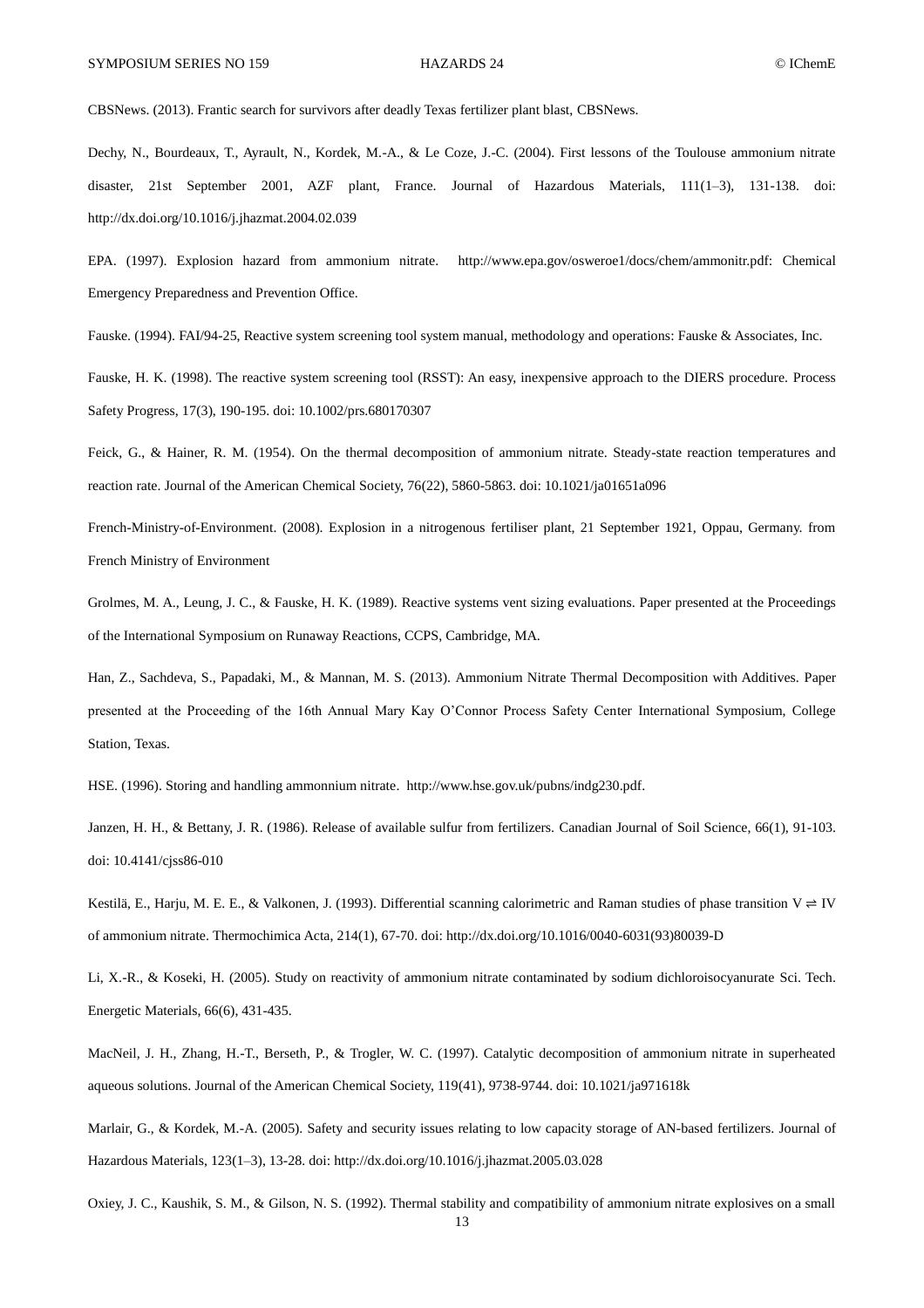CBSNews. (2013). Frantic search for survivors after deadly Texas fertilizer plant blast, CBSNews.

Dechy, N., Bourdeaux, T., Ayrault, N., Kordek, M.-A., & Le Coze, J.-C. (2004). First lessons of the Toulouse ammonium nitrate disaster, 21st September 2001, AZF plant, France. Journal of Hazardous Materials, 111(1–3), 131-138. doi: http://dx.doi.org/10.1016/j.jhazmat.2004.02.039

EPA. (1997). Explosion hazard from ammonium nitrate. http://www.epa.gov/osweroe1/docs/chem/ammonitr.pdf: Chemical Emergency Preparedness and Prevention Office.

Fauske. (1994). FAI/94-25, Reactive system screening tool system manual, methodology and operations: Fauske & Associates, Inc.

Fauske, H. K. (1998). The reactive system screening tool (RSST): An easy, inexpensive approach to the DIERS procedure. Process Safety Progress, 17(3), 190-195. doi: 10.1002/prs.680170307

Feick, G., & Hainer, R. M. (1954). On the thermal decomposition of ammonium nitrate. Steady-state reaction temperatures and reaction rate. Journal of the American Chemical Society, 76(22), 5860-5863. doi: 10.1021/ja01651a096

French-Ministry-of-Environment. (2008). Explosion in a nitrogenous fertiliser plant, 21 September 1921, Oppau, Germany. from French Ministry of Environment

Grolmes, M. A., Leung, J. C., & Fauske, H. K. (1989). Reactive systems vent sizing evaluations. Paper presented at the Proceedings of the International Symposium on Runaway Reactions, CCPS, Cambridge, MA.

Han, Z., Sachdeva, S., Papadaki, M., & Mannan, M. S. (2013). Ammonium Nitrate Thermal Decomposition with Additives. Paper presented at the Proceeding of the 16th Annual Mary Kay O'Connor Process Safety Center International Symposium, College Station, Texas.

HSE. (1996). Storing and handling ammonnium nitrate. http://www.hse.gov.uk/pubns/indg230.pdf.

Janzen, H. H., & Bettany, J. R. (1986). Release of available sulfur from fertilizers. Canadian Journal of Soil Science, 66(1), 91-103. doi: 10.4141/cjss86-010

Kestilä, E., Harju, M. E. E., & Valkonen, J. (1993). Differential scanning calorimetric and Raman studies of phase transition V ⇌ IV of ammonium nitrate. Thermochimica Acta, 214(1), 67-70. doi: http://dx.doi.org/10.1016/0040-6031(93)80039-D

Li, X.-R., & Koseki, H. (2005). Study on reactivity of ammonium nitrate contaminated by sodium dichloroisocyanurate Sci. Tech. Energetic Materials, 66(6), 431-435.

MacNeil, J. H., Zhang, H.-T., Berseth, P., & Trogler, W. C. (1997). Catalytic decomposition of ammonium nitrate in superheated aqueous solutions. Journal of the American Chemical Society, 119(41), 9738-9744. doi: 10.1021/ja971618k

Marlair, G., & Kordek, M.-A. (2005). Safety and security issues relating to low capacity storage of AN-based fertilizers. Journal of Hazardous Materials, 123(1–3), 13-28. doi: http://dx.doi.org/10.1016/j.jhazmat.2005.03.028

Oxiey, J. C., Kaushik, S. M., & Gilson, N. S. (1992). Thermal stability and compatibility of ammonium nitrate explosives on a small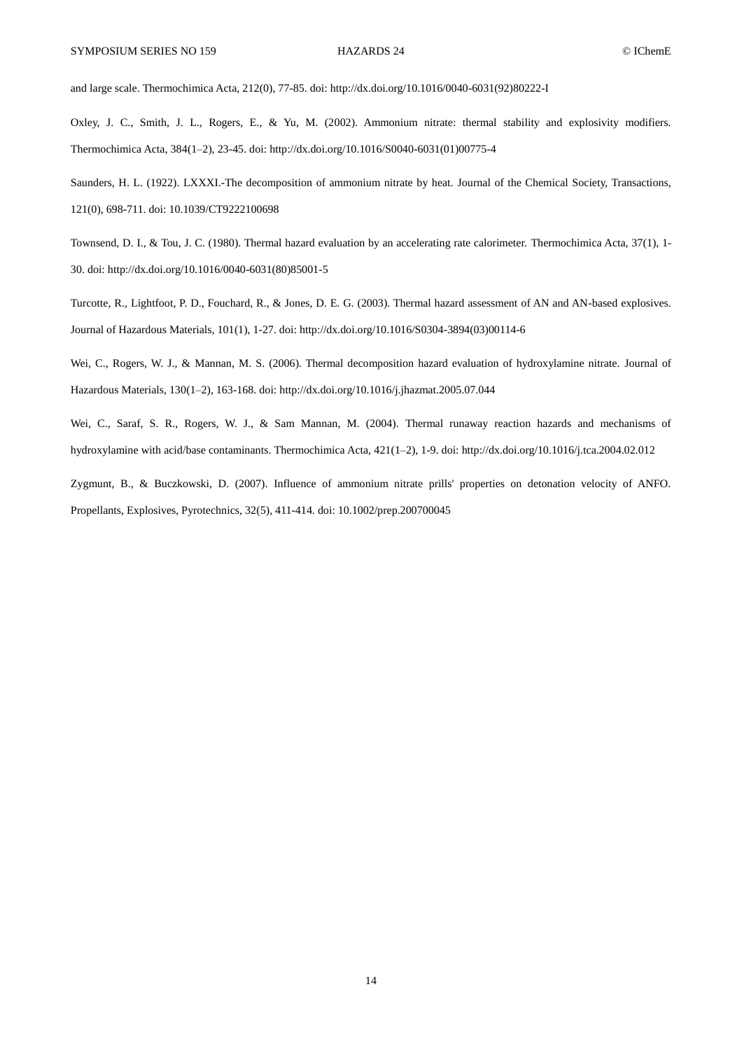and large scale. Thermochimica Acta, 212(0), 77-85. doi: http://dx.doi.org/10.1016/0040-6031(92)80222-I

Oxley, J. C., Smith, J. L., Rogers, E., & Yu, M. (2002). Ammonium nitrate: thermal stability and explosivity modifiers. Thermochimica Acta, 384(1–2), 23-45. doi: http://dx.doi.org/10.1016/S0040-6031(01)00775-4

Saunders, H. L. (1922). LXXXI.-The decomposition of ammonium nitrate by heat. Journal of the Chemical Society, Transactions, 121(0), 698-711. doi: 10.1039/CT9222100698

Townsend, D. I., & Tou, J. C. (1980). Thermal hazard evaluation by an accelerating rate calorimeter. Thermochimica Acta, 37(1), 1-30. doi: http://dx.doi.org/10.1016/0040-6031(80)85001-5

Turcotte, R., Lightfoot, P. D., Fouchard, R., & Jones, D. E. G. (2003). Thermal hazard assessment of AN and AN-based explosives. Journal of Hazardous Materials, 101(1), 1-27. doi: http://dx.doi.org/10.1016/S0304-3894(03)00114-6

Wei, C., Rogers, W. J., & Mannan, M. S. (2006). Thermal decomposition hazard evaluation of hydroxylamine nitrate. Journal of Hazardous Materials, 130(1–2), 163-168. doi: http://dx.doi.org/10.1016/j.jhazmat.2005.07.044

Wei, C., Saraf, S. R., Rogers, W. J., & Sam Mannan, M. (2004). Thermal runaway reaction hazards and mechanisms of hydroxylamine with acid/base contaminants. Thermochimica Acta, 421(1–2), 1-9. doi: http://dx.doi.org/10.1016/j.tca.2004.02.012

Zygmunt, B., & Buczkowski, D. (2007). Influence of ammonium nitrate prills' properties on detonation velocity of ANFO. Propellants, Explosives, Pyrotechnics, 32(5), 411-414. doi: 10.1002/prep.200700045